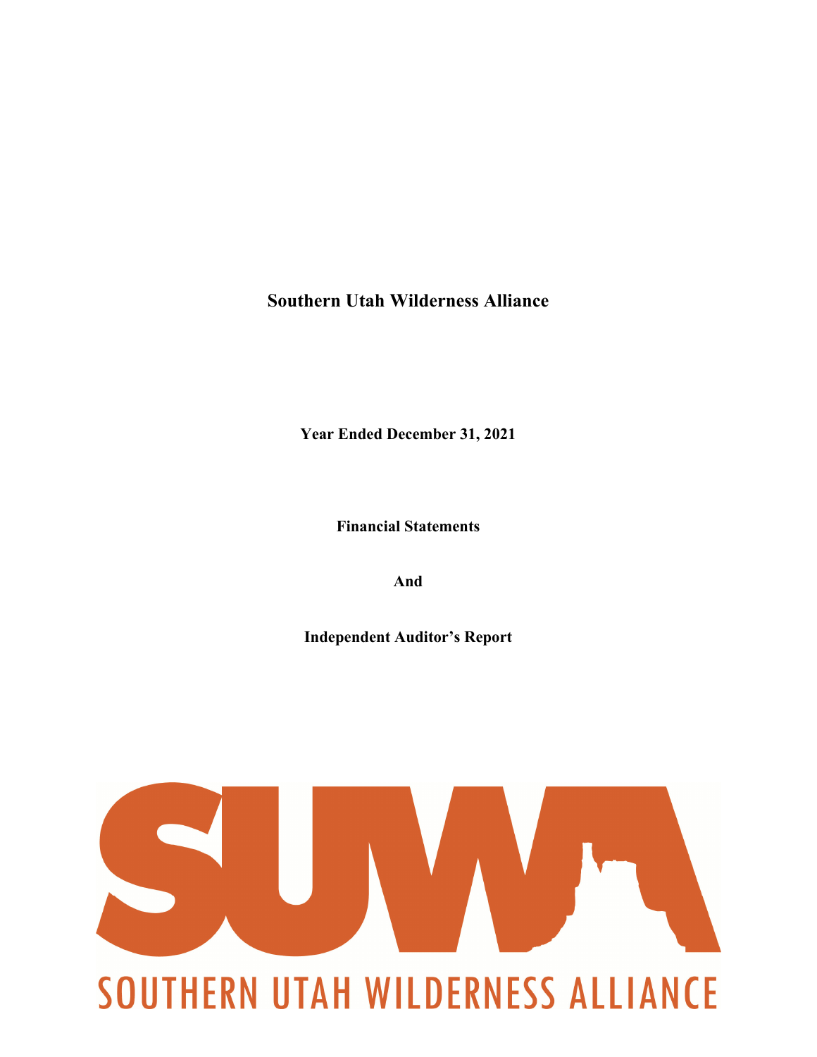# Southern Utah Wilderness Alliance

**Year Ended December 31, 2021**

**Financial Statements**

**And**

**Independent Auditor's Report**

SUWA

SOUTHERN UTAH WILDERNESS ALLIANCE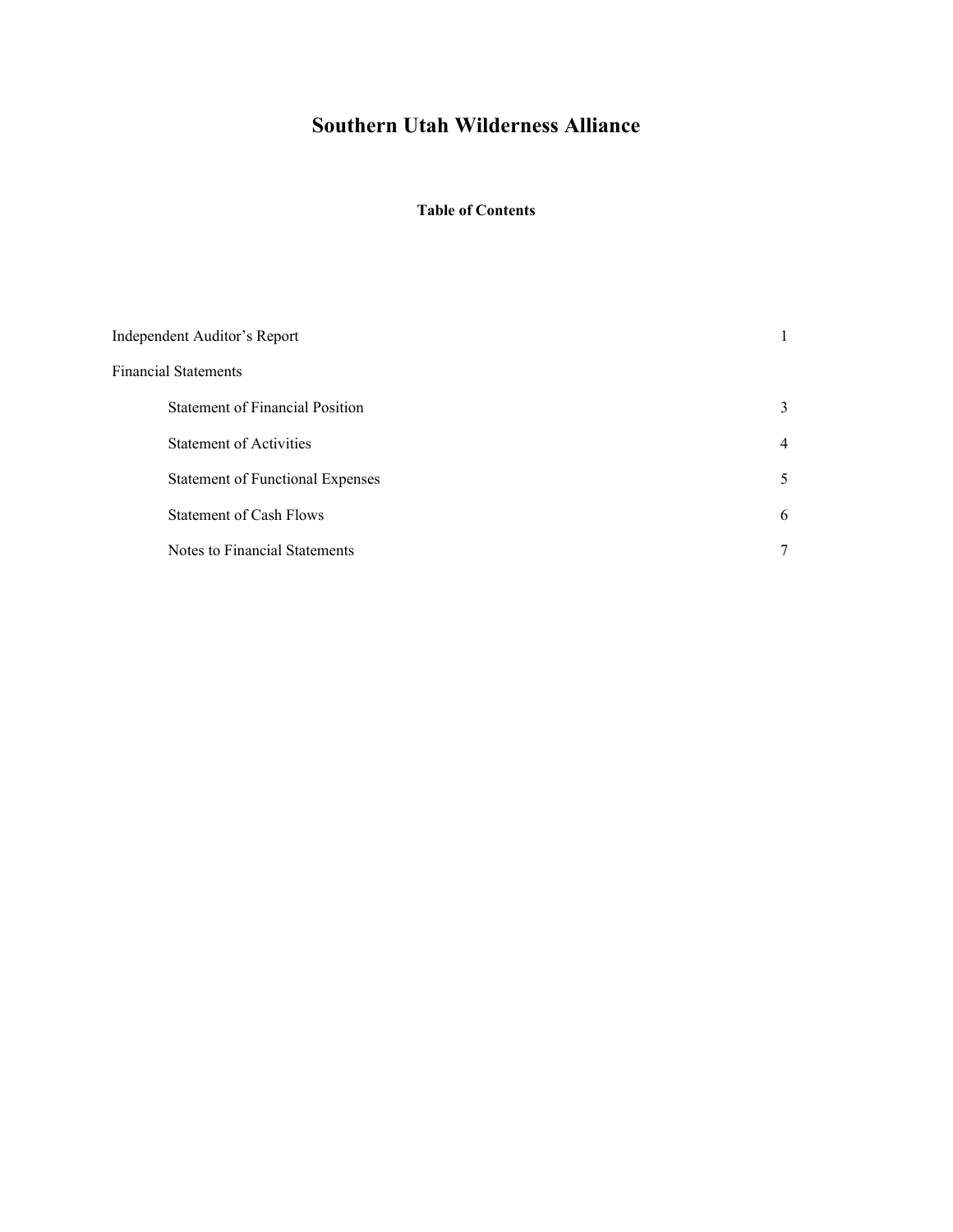# Southern Utah Wilderness Alliance

## Table of Contents

| | |
|---|---|
| Independent Auditor's Report | 1 |
| Financial Statements | |
| Statement of Financial Position | 3 |
| Statement of Activities | 4 |
| Statement of Functional Expenses | 5 |
| Statement of Cash Flows | 6 |
| Notes to Financial Statements | 7 |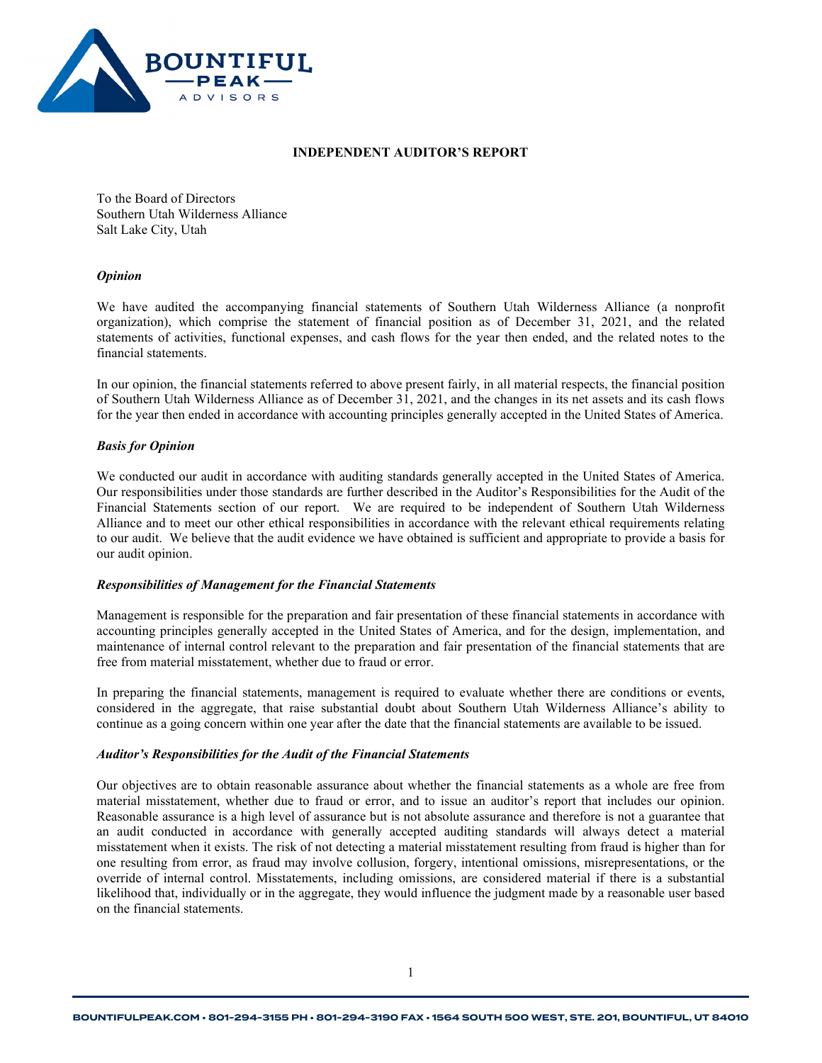# INDEPENDENT AUDITOR'S REPORT

To the Board of Directors
Southern Utah Wilderness Alliance
Salt Lake City, Utah

***Opinion***

We have audited the accompanying financial statements of Southern Utah Wilderness Alliance (a nonprofit organization), which comprise the statement of financial position as of December 31, 2021, and the related statements of activities, functional expenses, and cash flows for the year then ended, and the related notes to the financial statements.

In our opinion, the financial statements referred to above present fairly, in all material respects, the financial position of Southern Utah Wilderness Alliance as of December 31, 2021, and the changes in its net assets and its cash flows for the year then ended in accordance with accounting principles generally accepted in the United States of America.

***Basis for Opinion***

We conducted our audit in accordance with auditing standards generally accepted in the United States of America. Our responsibilities under those standards are further described in the Auditor's Responsibilities for the Audit of the Financial Statements section of our report. We are required to be independent of Southern Utah Wilderness Alliance and to meet our other ethical responsibilities in accordance with the relevant ethical requirements relating to our audit. We believe that the audit evidence we have obtained is sufficient and appropriate to provide a basis for our audit opinion.

***Responsibilities of Management for the Financial Statements***

Management is responsible for the preparation and fair presentation of these financial statements in accordance with accounting principles generally accepted in the United States of America, and for the design, implementation, and maintenance of internal control relevant to the preparation and fair presentation of the financial statements that are free from material misstatement, whether due to fraud or error.

In preparing the financial statements, management is required to evaluate whether there are conditions or events, considered in the aggregate, that raise substantial doubt about Southern Utah Wilderness Alliance's ability to continue as a going concern within one year after the date that the financial statements are available to be issued.

***Auditor's Responsibilities for the Audit of the Financial Statements***

Our objectives are to obtain reasonable assurance about whether the financial statements as a whole are free from material misstatement, whether due to fraud or error, and to issue an auditor's report that includes our opinion. Reasonable assurance is a high level of assurance but is not absolute assurance and therefore is not a guarantee that an audit conducted in accordance with generally accepted auditing standards will always detect a material misstatement when it exists. The risk of not detecting a material misstatement resulting from fraud is higher than for one resulting from error, as fraud may involve collusion, forgery, intentional omissions, misrepresentations, or the override of internal control. Misstatements, including omissions, are considered material if there is a substantial likelihood that, individually or in the aggregate, they would influence the judgment made by a reasonable user based on the financial statements.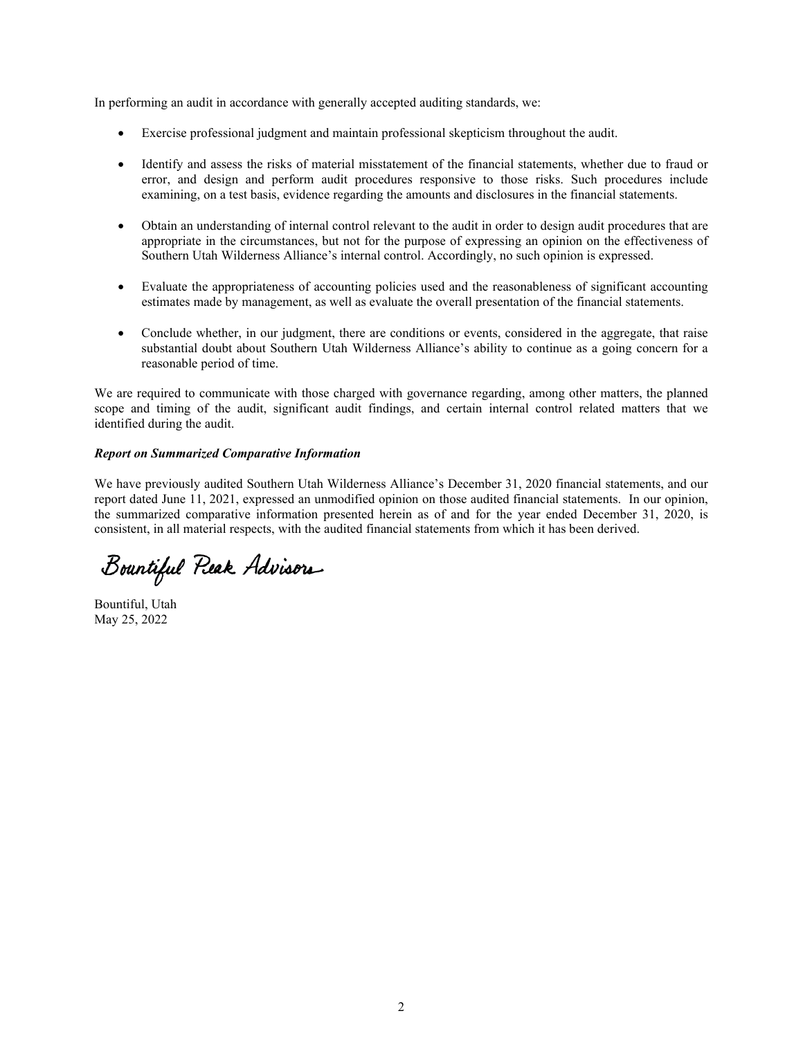In performing an audit in accordance with generally accepted auditing standards, we:

- Exercise professional judgment and maintain professional skepticism throughout the audit.
- Identify and assess the risks of material misstatement of the financial statements, whether due to fraud or error, and design and perform audit procedures responsive to those risks. Such procedures include examining, on a test basis, evidence regarding the amounts and disclosures in the financial statements.
- Obtain an understanding of internal control relevant to the audit in order to design audit procedures that are appropriate in the circumstances, but not for the purpose of expressing an opinion on the effectiveness of Southern Utah Wilderness Alliance's internal control. Accordingly, no such opinion is expressed.
- Evaluate the appropriateness of accounting policies used and the reasonableness of significant accounting estimates made by management, as well as evaluate the overall presentation of the financial statements.
- Conclude whether, in our judgment, there are conditions or events, considered in the aggregate, that raise substantial doubt about Southern Utah Wilderness Alliance's ability to continue as a going concern for a reasonable period of time.

We are required to communicate with those charged with governance regarding, among other matters, the planned scope and timing of the audit, significant audit findings, and certain internal control related matters that we identified during the audit.

***Report on Summarized Comparative Information***

We have previously audited Southern Utah Wilderness Alliance's December 31, 2020 financial statements, and our report dated June 11, 2021, expressed an unmodified opinion on those audited financial statements. In our opinion, the summarized comparative information presented herein as of and for the year ended December 31, 2020, is consistent, in all material respects, with the audited financial statements from which it has been derived.

Bountiful Peak Advisors

Bountiful, Utah
May 25, 2022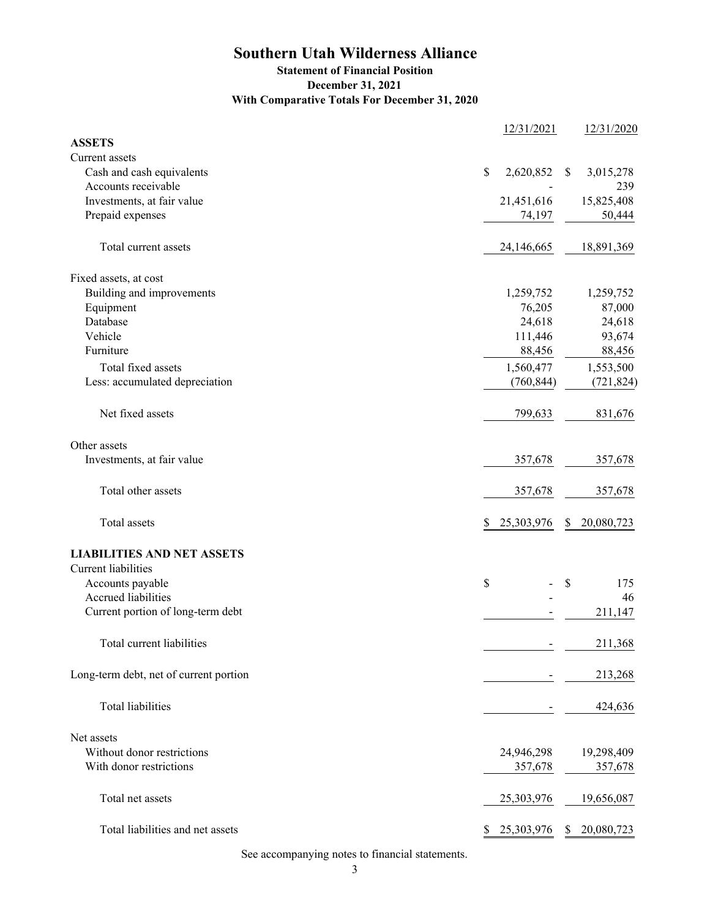# Southern Utah Wilderness Alliance

## Statement of Financial Position

### December 31, 2021

### With Comparative Totals For December 31, 2020

| | 12/31/2021 | 12/31/2020 |
|---|---|---|
| **ASSETS** | | |
| Current assets | | |
| Cash and cash equivalents | $ 2,620,852 | $ 3,015,278 |
| Accounts receivable | - | 239 |
| Investments, at fair value | 21,451,616 | 15,825,408 |
| Prepaid expenses | 74,197 | 50,444 |
| Total current assets | 24,146,665 | 18,891,369 |
| Fixed assets, at cost | | |
| Building and improvements | 1,259,752 | 1,259,752 |
| Equipment | 76,205 | 87,000 |
| Database | 24,618 | 24,618 |
| Vehicle | 111,446 | 93,674 |
| Furniture | 88,456 | 88,456 |
| Total fixed assets | 1,560,477 | 1,553,500 |
| Less: accumulated depreciation | (760,844) | (721,824) |
| Net fixed assets | 799,633 | 831,676 |
| Other assets | | |
| Investments, at fair value | 357,678 | 357,678 |
| Total other assets | 357,678 | 357,678 |
| Total assets | $ 25,303,976 | $ 20,080,723 |
| **LIABILITIES AND NET ASSETS** | | |
| Current liabilities | | |
| Accounts payable | $ - | $ 175 |
| Accrued liabilities | - | 46 |
| Current portion of long-term debt | - | 211,147 |
| Total current liabilities | - | 211,368 |
| Long-term debt, net of current portion | - | 213,268 |
| Total liabilities | - | 424,636 |
| Net assets | | |
| Without donor restrictions | 24,946,298 | 19,298,409 |
| With donor restrictions | 357,678 | 357,678 |
| Total net assets | 25,303,976 | 19,656,087 |
| Total liabilities and net assets | $ 25,303,976 | $ 20,080,723 |

See accompanying notes to financial statements.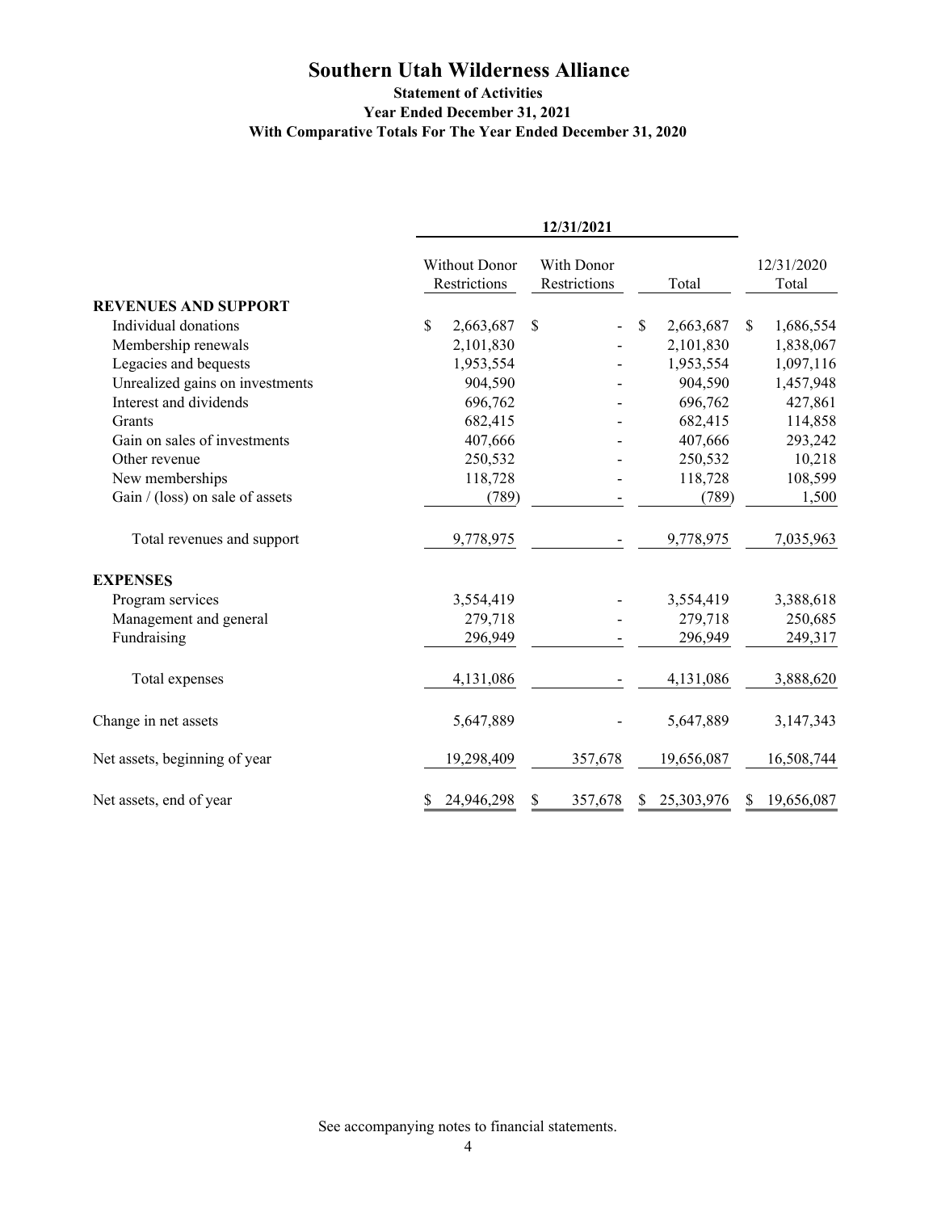# Southern Utah Wilderness Alliance

### Statement of Activities
### Year Ended December 31, 2021
### With Comparative Totals For The Year Ended December 31, 2020

| | 12/31/2021 | | | |
|---|---|---|---|---|
| | Without Donor Restrictions | With Donor Restrictions | Total | 12/31/2020 Total |
| **REVENUES AND SUPPORT** | | | | |
| Individual donations | $ 2,663,687 | $ - | $ 2,663,687 | $ 1,686,554 |
| Membership renewals | 2,101,830 | - | 2,101,830 | 1,838,067 |
| Legacies and bequests | 1,953,554 | - | 1,953,554 | 1,097,116 |
| Unrealized gains on investments | 904,590 | - | 904,590 | 1,457,948 |
| Interest and dividends | 696,762 | - | 696,762 | 427,861 |
| Grants | 682,415 | - | 682,415 | 114,858 |
| Gain on sales of investments | 407,666 | - | 407,666 | 293,242 |
| Other revenue | 250,532 | - | 250,532 | 10,218 |
| New memberships | 118,728 | - | 118,728 | 108,599 |
| Gain / (loss) on sale of assets | (789) | - | (789) | 1,500 |
| Total revenues and support | 9,778,975 | - | 9,778,975 | 7,035,963 |
| **EXPENSES** | | | | |
| Program services | 3,554,419 | - | 3,554,419 | 3,388,618 |
| Management and general | 279,718 | - | 279,718 | 250,685 |
| Fundraising | 296,949 | - | 296,949 | 249,317 |
| Total expenses | 4,131,086 | - | 4,131,086 | 3,888,620 |
| Change in net assets | 5,647,889 | - | 5,647,889 | 3,147,343 |
| Net assets, beginning of year | 19,298,409 | 357,678 | 19,656,087 | 16,508,744 |
| Net assets, end of year | $ 24,946,298 | $ 357,678 | $ 25,303,976 | $ 19,656,087 |

See accompanying notes to financial statements.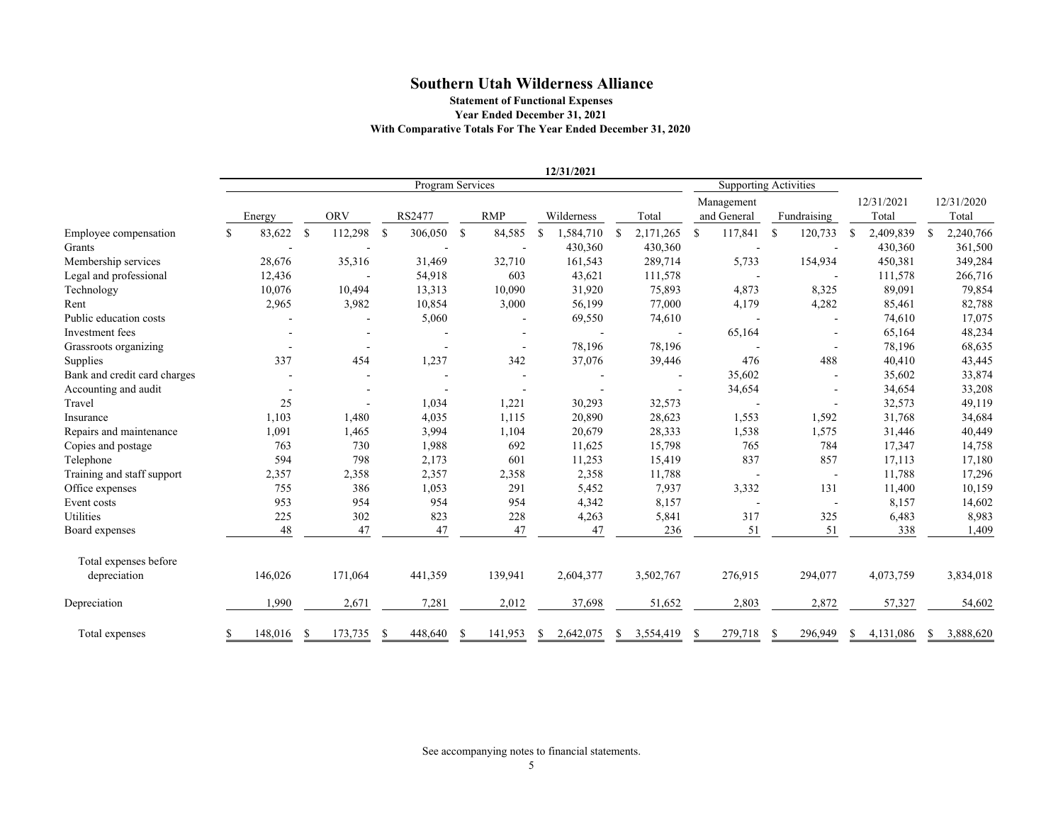# Southern Utah Wilderness Alliance

**Statement of Functional Expenses**
**Year Ended December 31, 2021**
**With Comparative Totals For The Year Ended December 31, 2020**

| | 12/31/2021 | | | | | | | | | |
|---|---|---|---|---|---|---|---|---|---|---|
| | Program Services | | | | | | Supporting Activities | | | |
| | Energy | ORV | RS2477 | RMP | Wilderness | Total | Management and General | Fundraising | 12/31/2021 Total | 12/31/2020 Total |
| Employee compensation | $ 83,622 | $ 112,298 | $ 306,050 | $ 84,585 | $ 1,584,710 | $ 2,171,265 | $ 117,841 | $ 120,733 | $ 2,409,839 | $ 2,240,766 |
| Grants | - | - | - | - | 430,360 | 430,360 | - | - | 430,360 | 361,500 |
| Membership services | 28,676 | 35,316 | 31,469 | 32,710 | 161,543 | 289,714 | 5,733 | 154,934 | 450,381 | 349,284 |
| Legal and professional | 12,436 | - | 54,918 | 603 | 43,621 | 111,578 | - | - | 111,578 | 266,716 |
| Technology | 10,076 | 10,494 | 13,313 | 10,090 | 31,920 | 75,893 | 4,873 | 8,325 | 89,091 | 79,854 |
| Rent | 2,965 | 3,982 | 10,854 | 3,000 | 56,199 | 77,000 | 4,179 | 4,282 | 85,461 | 82,788 |
| Public education costs | - | - | 5,060 | - | 69,550 | 74,610 | - | - | 74,610 | 17,075 |
| Investment fees | - | - | - | - | - | - | 65,164 | - | 65,164 | 48,234 |
| Grassroots organizing | - | - | - | - | 78,196 | 78,196 | - | - | 78,196 | 68,635 |
| Supplies | 337 | 454 | 1,237 | 342 | 37,076 | 39,446 | 476 | 488 | 40,410 | 43,445 |
| Bank and credit card charges | - | - | - | - | - | - | 35,602 | - | 35,602 | 33,874 |
| Accounting and audit | - | - | - | - | - | - | 34,654 | - | 34,654 | 33,208 |
| Travel | 25 | - | 1,034 | 1,221 | 30,293 | 32,573 | - | - | 32,573 | 49,119 |
| Insurance | 1,103 | 1,480 | 4,035 | 1,115 | 20,890 | 28,623 | 1,553 | 1,592 | 31,768 | 34,684 |
| Repairs and maintenance | 1,091 | 1,465 | 3,994 | 1,104 | 20,679 | 28,333 | 1,538 | 1,575 | 31,446 | 40,449 |
| Copies and postage | 763 | 730 | 1,988 | 692 | 11,625 | 15,798 | 765 | 784 | 17,347 | 14,758 |
| Telephone | 594 | 798 | 2,173 | 601 | 11,253 | 15,419 | 837 | 857 | 17,113 | 17,180 |
| Training and staff support | 2,357 | 2,358 | 2,357 | 2,358 | 2,358 | 11,788 | - | - | 11,788 | 17,296 |
| Office expenses | 755 | 386 | 1,053 | 291 | 5,452 | 7,937 | 3,332 | 131 | 11,400 | 10,159 |
| Event costs | 953 | 954 | 954 | 954 | 4,342 | 8,157 | - | - | 8,157 | 14,602 |
| Utilities | 225 | 302 | 823 | 228 | 4,263 | 5,841 | 317 | 325 | 6,483 | 8,983 |
| Board expenses | 48 | 47 | 47 | 47 | 47 | 236 | 51 | 51 | 338 | 1,409 |
| Total expenses before depreciation | 146,026 | 171,064 | 441,359 | 139,941 | 2,604,377 | 3,502,767 | 276,915 | 294,077 | 4,073,759 | 3,834,018 |
| Depreciation | 1,990 | 2,671 | 7,281 | 2,012 | 37,698 | 51,652 | 2,803 | 2,872 | 57,327 | 54,602 |
| Total expenses | $ 148,016 | $ 173,735 | $ 448,640 | $ 141,953 | $ 2,642,075 | $ 3,554,419 | $ 279,718 | $ 296,949 | $ 4,131,086 | $ 3,888,620 |

See accompanying notes to financial statements.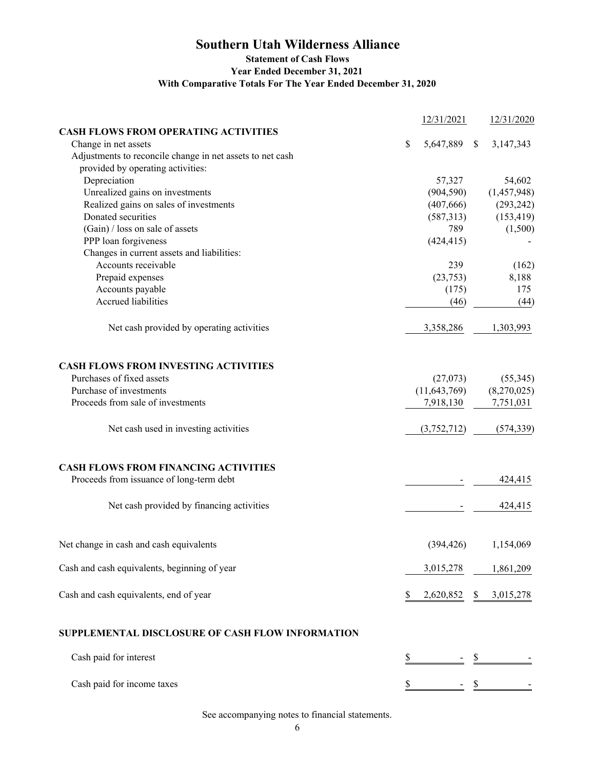# Southern Utah Wilderness Alliance

### Statement of Cash Flows
### Year Ended December 31, 2021
### With Comparative Totals For The Year Ended December 31, 2020

| | 12/31/2021 | 12/31/2020 |
|---|---|---|
| **CASH FLOWS FROM OPERATING ACTIVITIES** | | |
| Change in net assets | $ 5,647,889 | $ 3,147,343 |
| Adjustments to reconcile change in net assets to net cash provided by operating activities: | | |
| Depreciation | 57,327 | 54,602 |
| Unrealized gains on investments | (904,590) | (1,457,948) |
| Realized gains on sales of investments | (407,666) | (293,242) |
| Donated securities | (587,313) | (153,419) |
| (Gain) / loss on sale of assets | 789 | (1,500) |
| PPP loan forgiveness | (424,415) | - |
| Changes in current assets and liabilities: | | |
| Accounts receivable | 239 | (162) |
| Prepaid expenses | (23,753) | 8,188 |
| Accounts payable | (175) | 175 |
| Accrued liabilities | (46) | (44) |
| Net cash provided by operating activities | 3,358,286 | 1,303,993 |
| **CASH FLOWS FROM INVESTING ACTIVITIES** | | |
| Purchases of fixed assets | (27,073) | (55,345) |
| Purchase of investments | (11,643,769) | (8,270,025) |
| Proceeds from sale of investments | 7,918,130 | 7,751,031 |
| Net cash used in investing activities | (3,752,712) | (574,339) |
| **CASH FLOWS FROM FINANCING ACTIVITIES** | | |
| Proceeds from issuance of long-term debt | - | 424,415 |
| Net cash provided by financing activities | - | 424,415 |
| Net change in cash and cash equivalents | (394,426) | 1,154,069 |
| Cash and cash equivalents, beginning of year | 3,015,278 | 1,861,209 |
| Cash and cash equivalents, end of year | $ 2,620,852 | $ 3,015,278 |
| **SUPPLEMENTAL DISCLOSURE OF CASH FLOW INFORMATION** | | |
| Cash paid for interest | $ - | $ - |
| Cash paid for income taxes | $ - | $ - |

See accompanying notes to financial statements.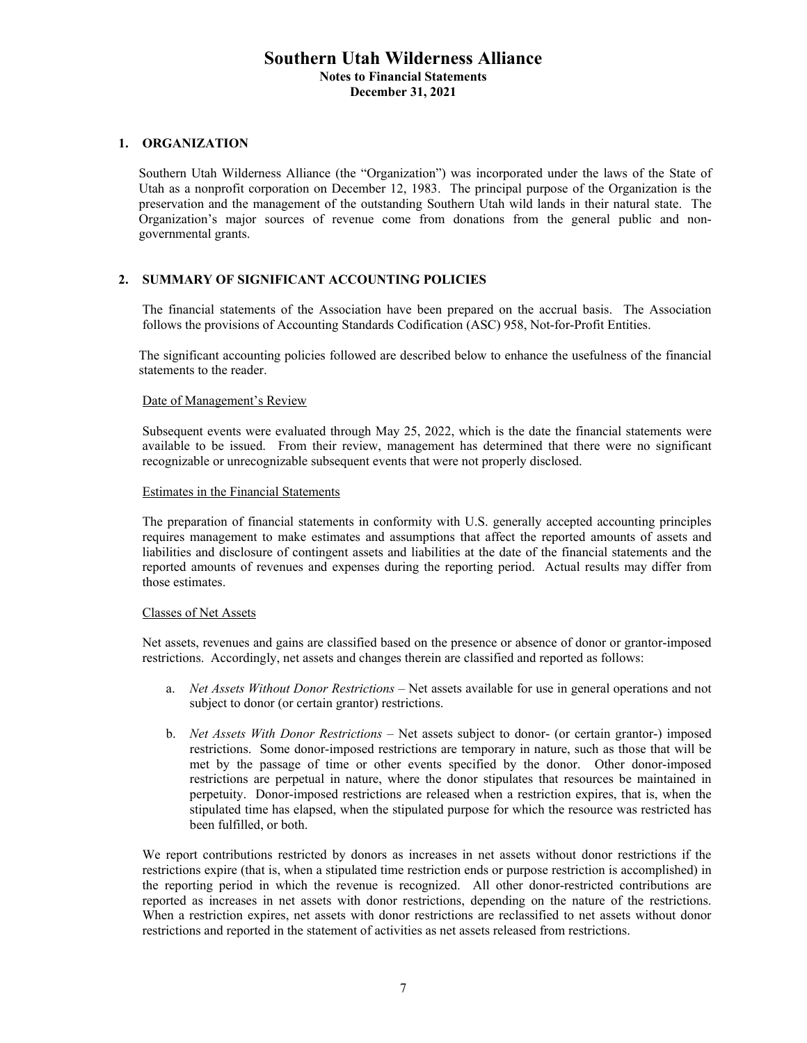# Southern Utah Wilderness Alliance

**Notes to Financial Statements**
**December 31, 2021**

## 1. ORGANIZATION

Southern Utah Wilderness Alliance (the "Organization") was incorporated under the laws of the State of Utah as a nonprofit corporation on December 12, 1983. The principal purpose of the Organization is the preservation and the management of the outstanding Southern Utah wild lands in their natural state. The Organization's major sources of revenue come from donations from the general public and non-governmental grants.

## 2. SUMMARY OF SIGNIFICANT ACCOUNTING POLICIES

The financial statements of the Association have been prepared on the accrual basis. The Association follows the provisions of Accounting Standards Codification (ASC) 958, Not-for-Profit Entities.

The significant accounting policies followed are described below to enhance the usefulness of the financial statements to the reader.

### Date of Management's Review

Subsequent events were evaluated through May 25, 2022, which is the date the financial statements were available to be issued. From their review, management has determined that there were no significant recognizable or unrecognizable subsequent events that were not properly disclosed.

### Estimates in the Financial Statements

The preparation of financial statements in conformity with U.S. generally accepted accounting principles requires management to make estimates and assumptions that affect the reported amounts of assets and liabilities and disclosure of contingent assets and liabilities at the date of the financial statements and the reported amounts of revenues and expenses during the reporting period. Actual results may differ from those estimates.

### Classes of Net Assets

Net assets, revenues and gains are classified based on the presence or absence of donor or grantor-imposed restrictions. Accordingly, net assets and changes therein are classified and reported as follows:

a. *Net Assets Without Donor Restrictions* – Net assets available for use in general operations and not subject to donor (or certain grantor) restrictions.

b. *Net Assets With Donor Restrictions* – Net assets subject to donor- (or certain grantor-) imposed restrictions. Some donor-imposed restrictions are temporary in nature, such as those that will be met by the passage of time or other events specified by the donor. Other donor-imposed restrictions are perpetual in nature, where the donor stipulates that resources be maintained in perpetuity. Donor-imposed restrictions are released when a restriction expires, that is, when the stipulated time has elapsed, when the stipulated purpose for which the resource was restricted has been fulfilled, or both.

We report contributions restricted by donors as increases in net assets without donor restrictions if the restrictions expire (that is, when a stipulated time restriction ends or purpose restriction is accomplished) in the reporting period in which the revenue is recognized. All other donor-restricted contributions are reported as increases in net assets with donor restrictions, depending on the nature of the restrictions. When a restriction expires, net assets with donor restrictions are reclassified to net assets without donor restrictions and reported in the statement of activities as net assets released from restrictions.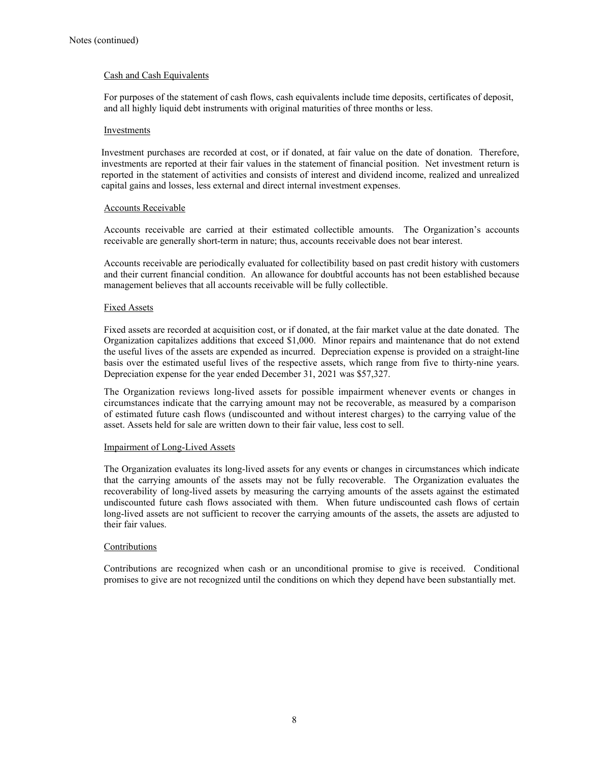Notes (continued)

### Cash and Cash Equivalents

For purposes of the statement of cash flows, cash equivalents include time deposits, certificates of deposit, and all highly liquid debt instruments with original maturities of three months or less.

### Investments

Investment purchases are recorded at cost, or if donated, at fair value on the date of donation. Therefore, investments are reported at their fair values in the statement of financial position. Net investment return is reported in the statement of activities and consists of interest and dividend income, realized and unrealized capital gains and losses, less external and direct internal investment expenses.

### Accounts Receivable

Accounts receivable are carried at their estimated collectible amounts. The Organization's accounts receivable are generally short-term in nature; thus, accounts receivable does not bear interest.

Accounts receivable are periodically evaluated for collectibility based on past credit history with customers and their current financial condition. An allowance for doubtful accounts has not been established because management believes that all accounts receivable will be fully collectible.

### Fixed Assets

Fixed assets are recorded at acquisition cost, or if donated, at the fair market value at the date donated. The Organization capitalizes additions that exceed $1,000. Minor repairs and maintenance that do not extend the useful lives of the assets are expended as incurred. Depreciation expense is provided on a straight-line basis over the estimated useful lives of the respective assets, which range from five to thirty-nine years. Depreciation expense for the year ended December 31, 2021 was $57,327.

The Organization reviews long-lived assets for possible impairment whenever events or changes in circumstances indicate that the carrying amount may not be recoverable, as measured by a comparison of estimated future cash flows (undiscounted and without interest charges) to the carrying value of the asset. Assets held for sale are written down to their fair value, less cost to sell.

### Impairment of Long-Lived Assets

The Organization evaluates its long-lived assets for any events or changes in circumstances which indicate that the carrying amounts of the assets may not be fully recoverable. The Organization evaluates the recoverability of long-lived assets by measuring the carrying amounts of the assets against the estimated undiscounted future cash flows associated with them. When future undiscounted cash flows of certain long-lived assets are not sufficient to recover the carrying amounts of the assets, the assets are adjusted to their fair values.

### Contributions

Contributions are recognized when cash or an unconditional promise to give is received. Conditional promises to give are not recognized until the conditions on which they depend have been substantially met.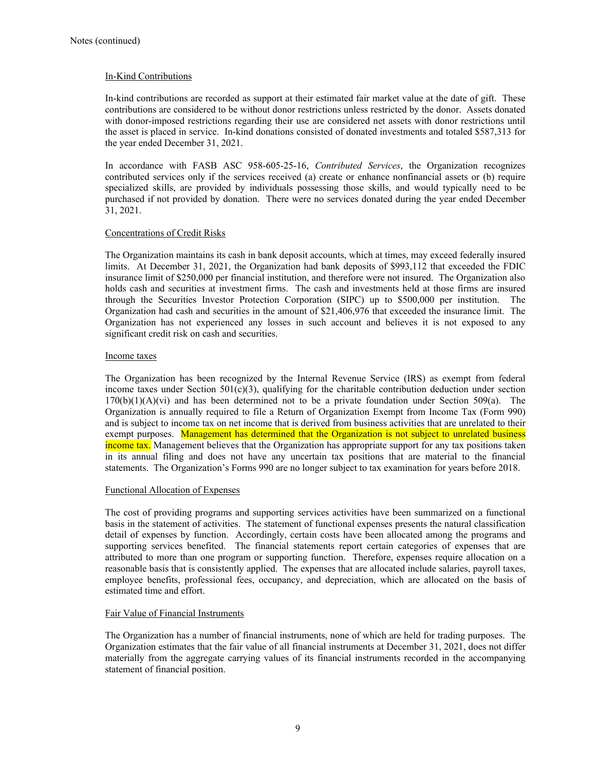Notes (continued)

## In-Kind Contributions

In-kind contributions are recorded as support at their estimated fair market value at the date of gift. These contributions are considered to be without donor restrictions unless restricted by the donor. Assets donated with donor-imposed restrictions regarding their use are considered net assets with donor restrictions until the asset is placed in service. In-kind donations consisted of donated investments and totaled $587,313 for the year ended December 31, 2021.

In accordance with FASB ASC 958-605-25-16, *Contributed Services*, the Organization recognizes contributed services only if the services received (a) create or enhance nonfinancial assets or (b) require specialized skills, are provided by individuals possessing those skills, and would typically need to be purchased if not provided by donation. There were no services donated during the year ended December 31, 2021.

## Concentrations of Credit Risks

The Organization maintains its cash in bank deposit accounts, which at times, may exceed federally insured limits. At December 31, 2021, the Organization had bank deposits of $993,112 that exceeded the FDIC insurance limit of $250,000 per financial institution, and therefore were not insured. The Organization also holds cash and securities at investment firms. The cash and investments held at those firms are insured through the Securities Investor Protection Corporation (SIPC) up to $500,000 per institution. The Organization had cash and securities in the amount of $21,406,976 that exceeded the insurance limit. The Organization has not experienced any losses in such account and believes it is not exposed to any significant credit risk on cash and securities.

## Income taxes

The Organization has been recognized by the Internal Revenue Service (IRS) as exempt from federal income taxes under Section 501(c)(3), qualifying for the charitable contribution deduction under section 170(b)(1)(A)(vi) and has been determined not to be a private foundation under Section 509(a). The Organization is annually required to file a Return of Organization Exempt from Income Tax (Form 990) and is subject to income tax on net income that is derived from business activities that are unrelated to their exempt purposes. Management has determined that the Organization is not subject to unrelated business income tax. Management believes that the Organization has appropriate support for any tax positions taken in its annual filing and does not have any uncertain tax positions that are material to the financial statements. The Organization's Forms 990 are no longer subject to tax examination for years before 2018.

## Functional Allocation of Expenses

The cost of providing programs and supporting services activities have been summarized on a functional basis in the statement of activities. The statement of functional expenses presents the natural classification detail of expenses by function. Accordingly, certain costs have been allocated among the programs and supporting services benefited. The financial statements report certain categories of expenses that are attributed to more than one program or supporting function. Therefore, expenses require allocation on a reasonable basis that is consistently applied. The expenses that are allocated include salaries, payroll taxes, employee benefits, professional fees, occupancy, and depreciation, which are allocated on the basis of estimated time and effort.

## Fair Value of Financial Instruments

The Organization has a number of financial instruments, none of which are held for trading purposes. The Organization estimates that the fair value of all financial instruments at December 31, 2021, does not differ materially from the aggregate carrying values of its financial instruments recorded in the accompanying statement of financial position.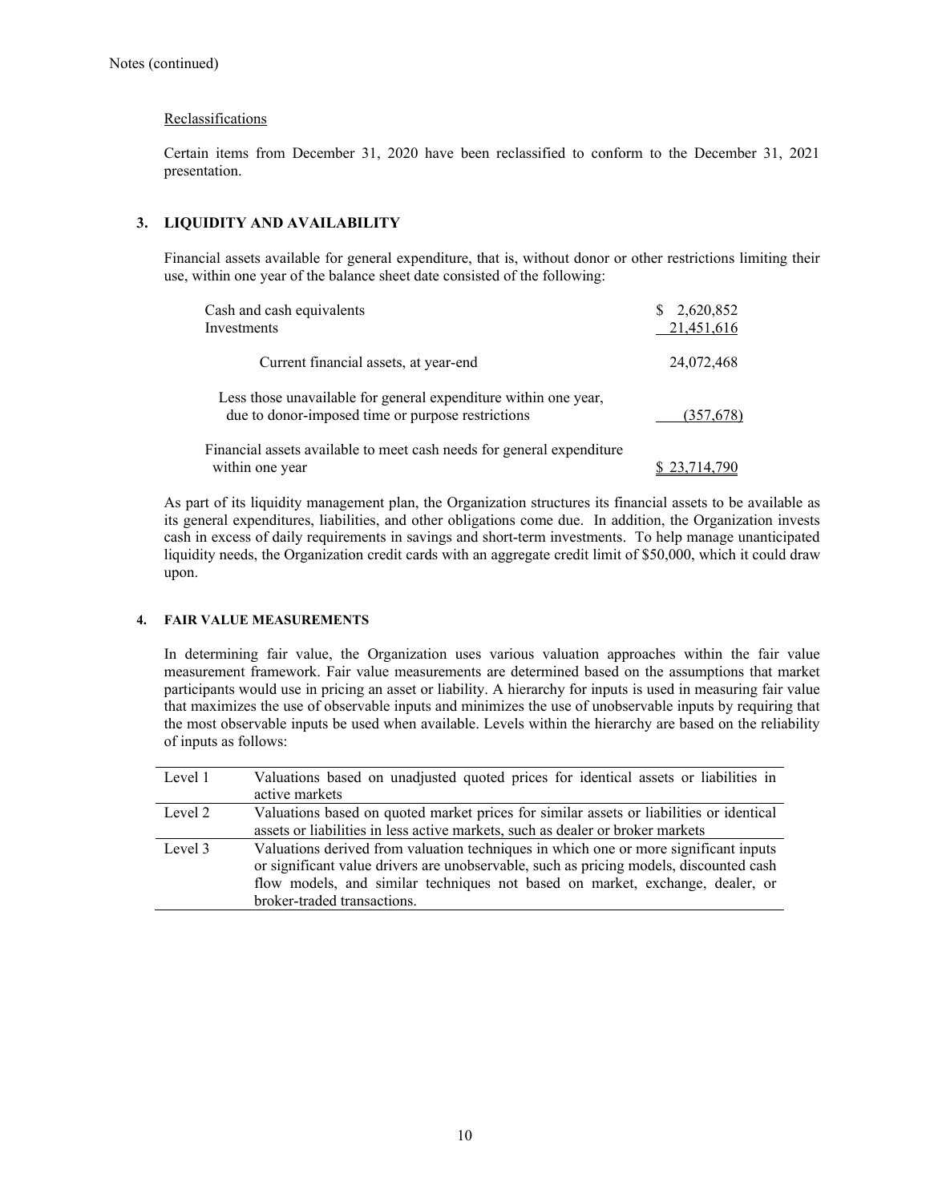Notes (continued)

Reclassifications

Certain items from December 31, 2020 have been reclassified to conform to the December 31, 2021 presentation.

## 3. LIQUIDITY AND AVAILABILITY

Financial assets available for general expenditure, that is, without donor or other restrictions limiting their use, within one year of the balance sheet date consisted of the following:

| | |
|---|---|
| Cash and cash equivalents | $ 2,620,852 |
| Investments | 21,451,616 |
| Current financial assets, at year-end | 24,072,468 |
| Less those unavailable for general expenditure within one year, due to donor-imposed time or purpose restrictions | (357,678) |
| Financial assets available to meet cash needs for general expenditure within one year | $ 23,714,790 |

As part of its liquidity management plan, the Organization structures its financial assets to be available as its general expenditures, liabilities, and other obligations come due. In addition, the Organization invests cash in excess of daily requirements in savings and short-term investments. To help manage unanticipated liquidity needs, the Organization credit cards with an aggregate credit limit of $50,000, which it could draw upon.

## 4. FAIR VALUE MEASUREMENTS

In determining fair value, the Organization uses various valuation approaches within the fair value measurement framework. Fair value measurements are determined based on the assumptions that market participants would use in pricing an asset or liability. A hierarchy for inputs is used in measuring fair value that maximizes the use of observable inputs and minimizes the use of unobservable inputs by requiring that the most observable inputs be used when available. Levels within the hierarchy are based on the reliability of inputs as follows:

| | |
|---|---|
| Level 1 | Valuations based on unadjusted quoted prices for identical assets or liabilities in active markets |
| Level 2 | Valuations based on quoted market prices for similar assets or liabilities or identical assets or liabilities in less active markets, such as dealer or broker markets |
| Level 3 | Valuations derived from valuation techniques in which one or more significant inputs or significant value drivers are unobservable, such as pricing models, discounted cash flow models, and similar techniques not based on market, exchange, dealer, or broker-traded transactions. |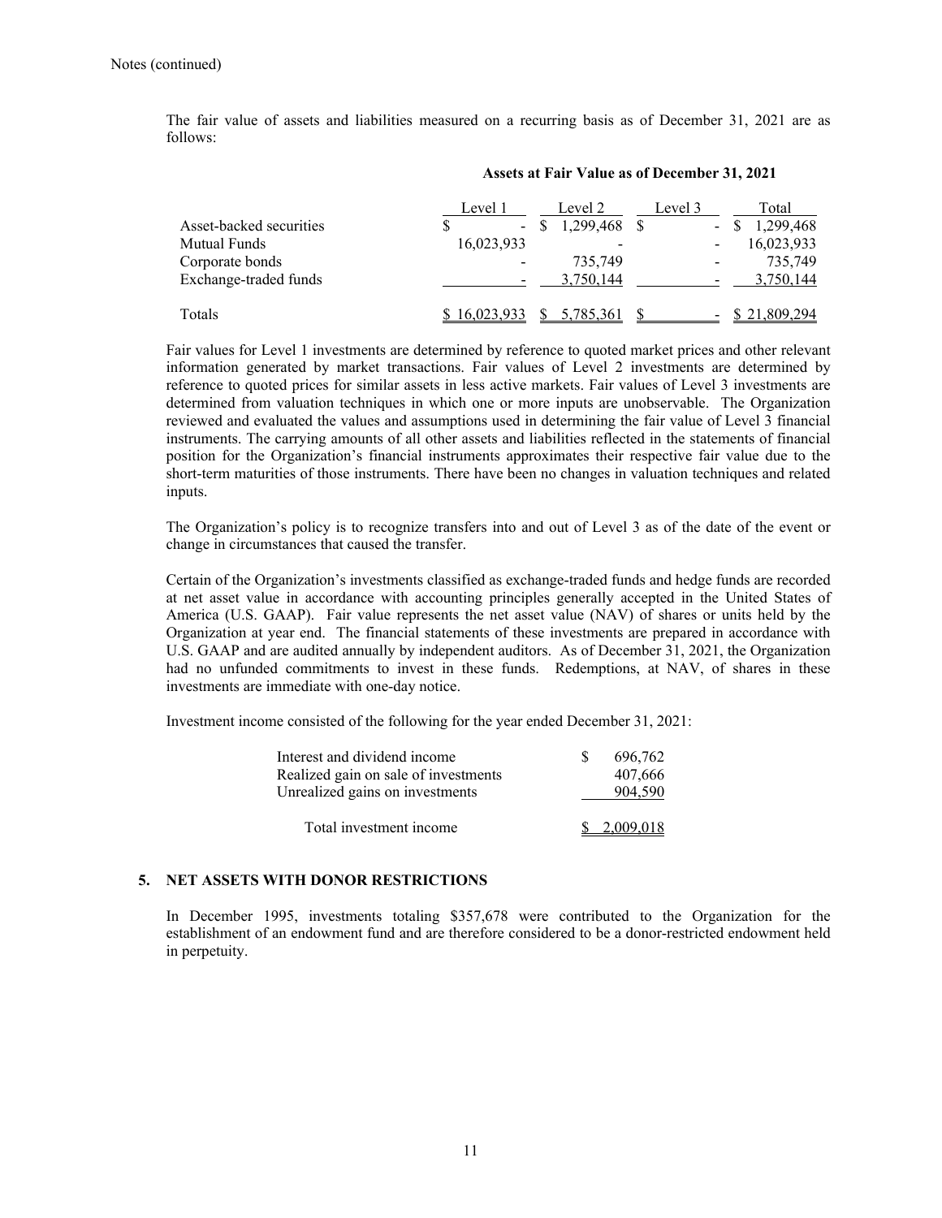Notes (continued)

The fair value of assets and liabilities measured on a recurring basis as of December 31, 2021 are as follows:

**Assets at Fair Value as of December 31, 2021**

| | Level 1 | Level 2 | Level 3 | Total |
|---|---|---|---|---|
| Asset-backed securities | $ - | $ 1,299,468 | $ - | $ 1,299,468 |
| Mutual Funds | 16,023,933 | - | - | 16,023,933 |
| Corporate bonds | - | 735,749 | - | 735,749 |
| Exchange-traded funds | - | 3,750,144 | - | 3,750,144 |
| Totals | $ 16,023,933 | $ 5,785,361 | $ - | $ 21,809,294 |

Fair values for Level 1 investments are determined by reference to quoted market prices and other relevant information generated by market transactions. Fair values of Level 2 investments are determined by reference to quoted prices for similar assets in less active markets. Fair values of Level 3 investments are determined from valuation techniques in which one or more inputs are unobservable. The Organization reviewed and evaluated the values and assumptions used in determining the fair value of Level 3 financial instruments. The carrying amounts of all other assets and liabilities reflected in the statements of financial position for the Organization's financial instruments approximates their respective fair value due to the short-term maturities of those instruments. There have been no changes in valuation techniques and related inputs.

The Organization's policy is to recognize transfers into and out of Level 3 as of the date of the event or change in circumstances that caused the transfer.

Certain of the Organization's investments classified as exchange-traded funds and hedge funds are recorded at net asset value in accordance with accounting principles generally accepted in the United States of America (U.S. GAAP). Fair value represents the net asset value (NAV) of shares or units held by the Organization at year end. The financial statements of these investments are prepared in accordance with U.S. GAAP and are audited annually by independent auditors. As of December 31, 2021, the Organization had no unfunded commitments to invest in these funds. Redemptions, at NAV, of shares in these investments are immediate with one-day notice.

Investment income consisted of the following for the year ended December 31, 2021:

| | |
|---|---|
| Interest and dividend income | $ 696,762 |
| Realized gain on sale of investments | 407,666 |
| Unrealized gains on investments | 904,590 |
| Total investment income | $ 2,009,018 |

## 5. NET ASSETS WITH DONOR RESTRICTIONS

In December 1995, investments totaling $357,678 were contributed to the Organization for the establishment of an endowment fund and are therefore considered to be a donor-restricted endowment held in perpetuity.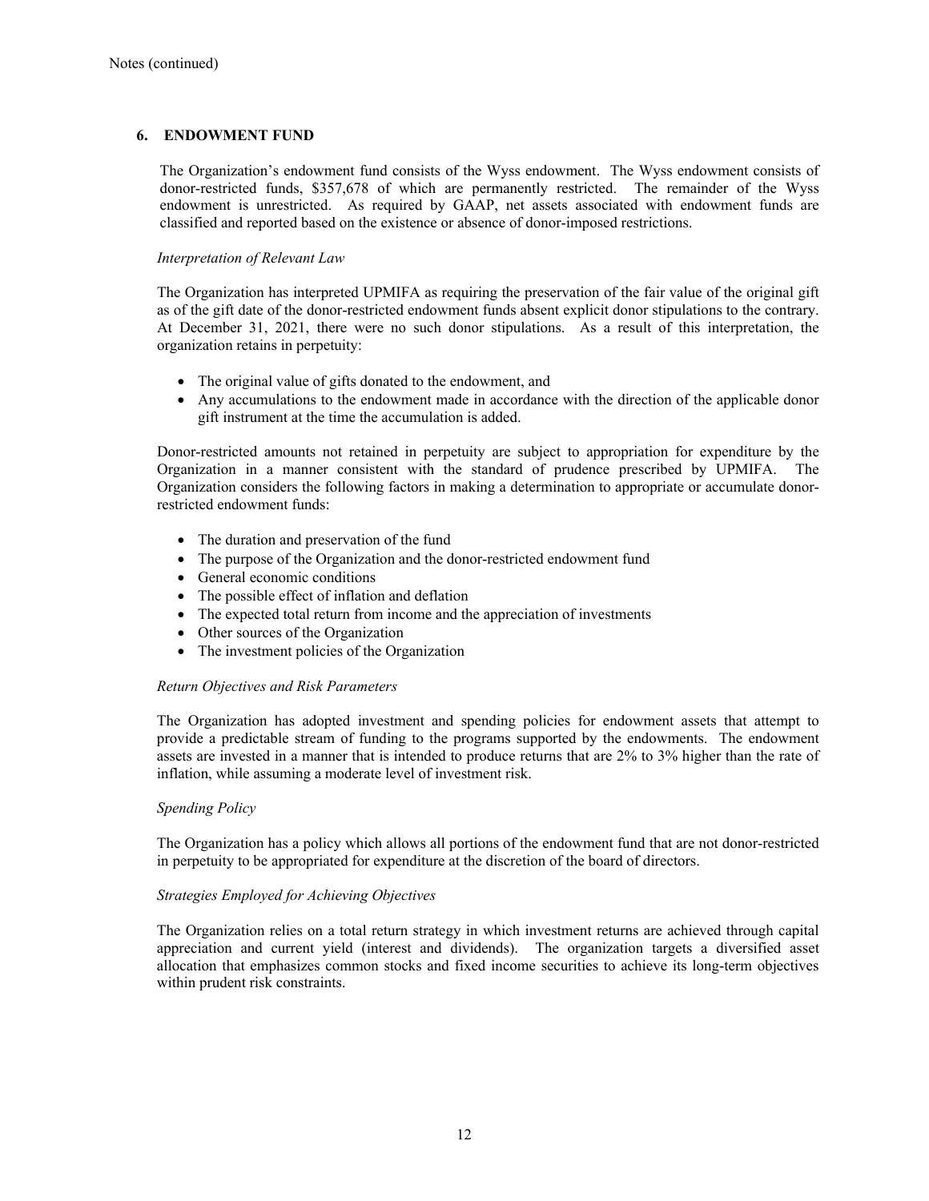Notes (continued)

## 6. ENDOWMENT FUND

The Organization's endowment fund consists of the Wyss endowment. The Wyss endowment consists of donor-restricted funds, $357,678 of which are permanently restricted. The remainder of the Wyss endowment is unrestricted. As required by GAAP, net assets associated with endowment funds are classified and reported based on the existence or absence of donor-imposed restrictions.

*Interpretation of Relevant Law*

The Organization has interpreted UPMIFA as requiring the preservation of the fair value of the original gift as of the gift date of the donor-restricted endowment funds absent explicit donor stipulations to the contrary. At December 31, 2021, there were no such donor stipulations. As a result of this interpretation, the organization retains in perpetuity:

- The original value of gifts donated to the endowment, and
- Any accumulations to the endowment made in accordance with the direction of the applicable donor gift instrument at the time the accumulation is added.

Donor-restricted amounts not retained in perpetuity are subject to appropriation for expenditure by the Organization in a manner consistent with the standard of prudence prescribed by UPMIFA. The Organization considers the following factors in making a determination to appropriate or accumulate donor-restricted endowment funds:

- The duration and preservation of the fund
- The purpose of the Organization and the donor-restricted endowment fund
- General economic conditions
- The possible effect of inflation and deflation
- The expected total return from income and the appreciation of investments
- Other sources of the Organization
- The investment policies of the Organization

*Return Objectives and Risk Parameters*

The Organization has adopted investment and spending policies for endowment assets that attempt to provide a predictable stream of funding to the programs supported by the endowments. The endowment assets are invested in a manner that is intended to produce returns that are 2% to 3% higher than the rate of inflation, while assuming a moderate level of investment risk.

*Spending Policy*

The Organization has a policy which allows all portions of the endowment fund that are not donor-restricted in perpetuity to be appropriated for expenditure at the discretion of the board of directors.

*Strategies Employed for Achieving Objectives*

The Organization relies on a total return strategy in which investment returns are achieved through capital appreciation and current yield (interest and dividends). The organization targets a diversified asset allocation that emphasizes common stocks and fixed income securities to achieve its long-term objectives within prudent risk constraints.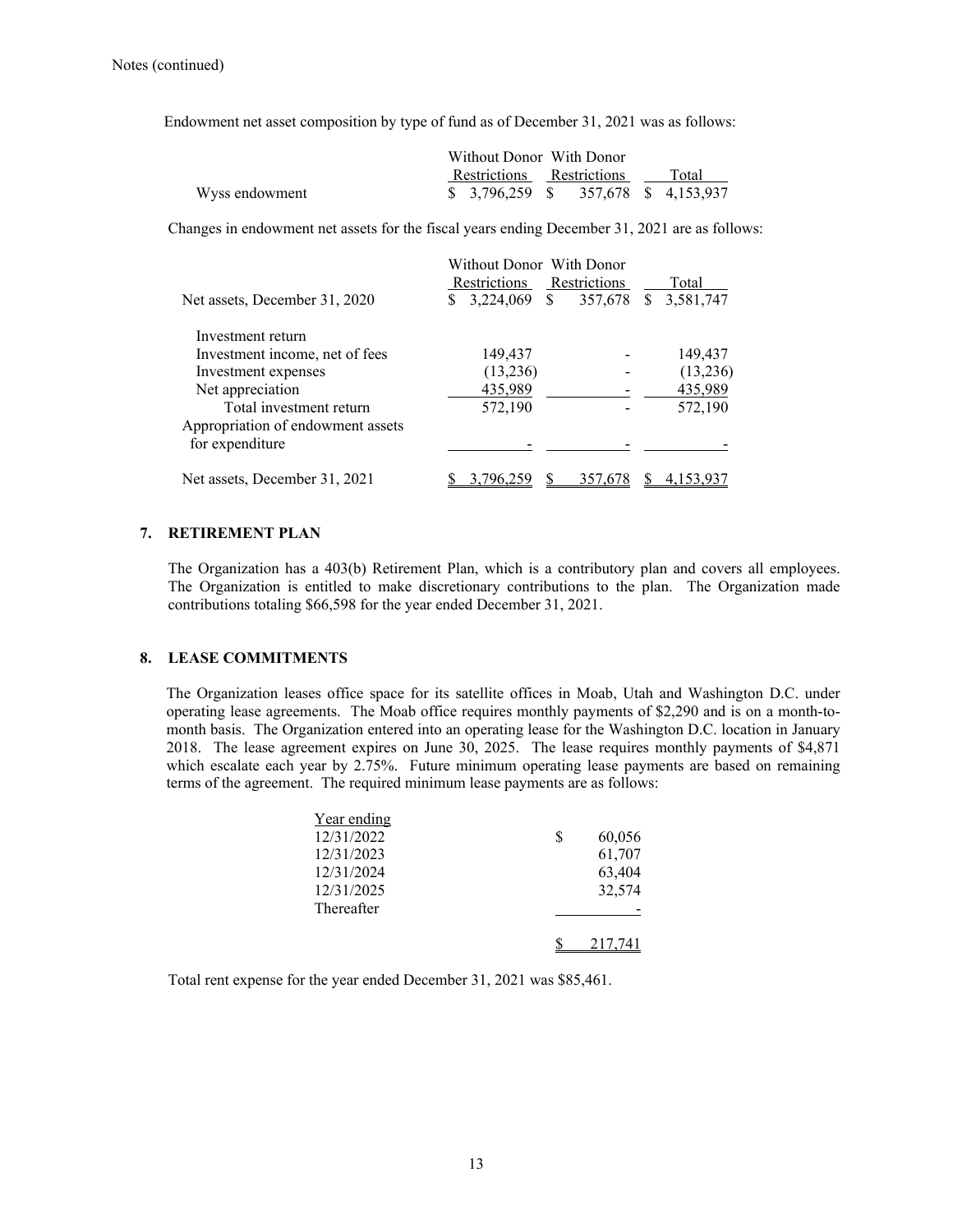Notes (continued)

Endowment net asset composition by type of fund as of December 31, 2021 was as follows:

| | Without Donor Restrictions | With Donor Restrictions | Total |
|---|---|---|---|
| Wyss endowment | $ 3,796,259 | $ 357,678 | $ 4,153,937 |

Changes in endowment net assets for the fiscal years ending December 31, 2021 are as follows:

| | Without Donor Restrictions | With Donor Restrictions | Total |
|---|---|---|---|
| Net assets, December 31, 2020 | $ 3,224,069 | $ 357,678 | $ 3,581,747 |
| Investment return | | | |
| Investment income, net of fees | 149,437 | - | 149,437 |
| Investment expenses | (13,236) | - | (13,236) |
| Net appreciation | 435,989 | - | 435,989 |
| Total investment return | 572,190 | - | 572,190 |
| Appropriation of endowment assets for expenditure | - | - | - |
| Net assets, December 31, 2021 | $ 3,796,259 | $ 357,678 | $ 4,153,937 |

## 7. RETIREMENT PLAN

The Organization has a 403(b) Retirement Plan, which is a contributory plan and covers all employees. The Organization is entitled to make discretionary contributions to the plan. The Organization made contributions totaling $66,598 for the year ended December 31, 2021.

## 8. LEASE COMMITMENTS

The Organization leases office space for its satellite offices in Moab, Utah and Washington D.C. under operating lease agreements. The Moab office requires monthly payments of $2,290 and is on a month-to-month basis. The Organization entered into an operating lease for the Washington D.C. location in January 2018. The lease agreement expires on June 30, 2025. The lease requires monthly payments of $4,871 which escalate each year by 2.75%. Future minimum operating lease payments are based on remaining terms of the agreement. The required minimum lease payments are as follows:

| Year ending | |
|---|---|
| 12/31/2022 | $ 60,056 |
| 12/31/2023 | 61,707 |
| 12/31/2024 | 63,404 |
| 12/31/2025 | 32,574 |
| Thereafter | - |
| | $ 217,741 |

Total rent expense for the year ended December 31, 2021 was $85,461.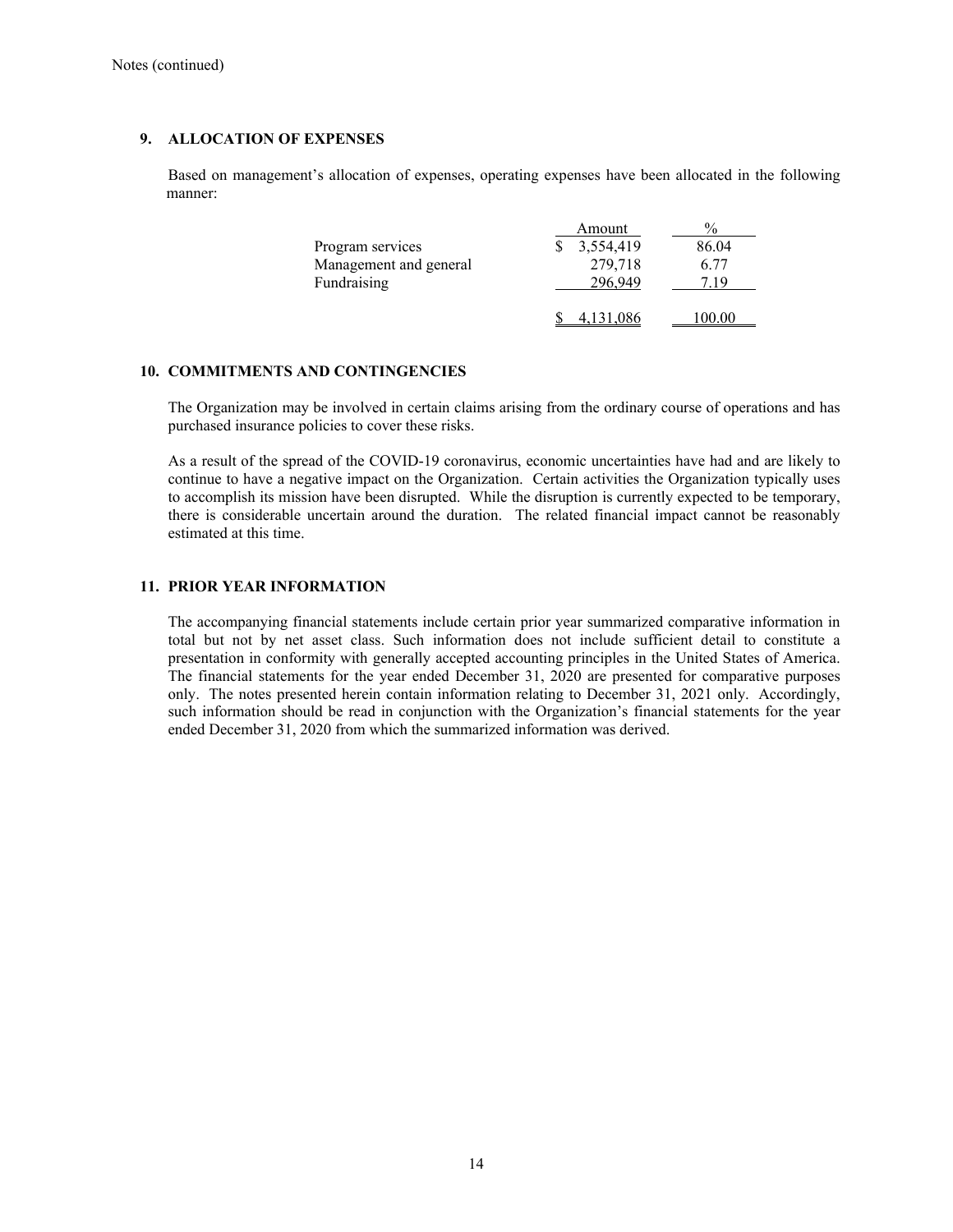Notes (continued)

## 9. ALLOCATION OF EXPENSES

Based on management's allocation of expenses, operating expenses have been allocated in the following manner:

| | Amount | % |
|---|---|---|
| Program services | $ 3,554,419 | 86.04 |
| Management and general | 279,718 | 6.77 |
| Fundraising | 296,949 | 7.19 |
| | $ 4,131,086 | 100.00 |

## 10. COMMITMENTS AND CONTINGENCIES

The Organization may be involved in certain claims arising from the ordinary course of operations and has purchased insurance policies to cover these risks.

As a result of the spread of the COVID-19 coronavirus, economic uncertainties have had and are likely to continue to have a negative impact on the Organization. Certain activities the Organization typically uses to accomplish its mission have been disrupted. While the disruption is currently expected to be temporary, there is considerable uncertain around the duration. The related financial impact cannot be reasonably estimated at this time.

## 11. PRIOR YEAR INFORMATION

The accompanying financial statements include certain prior year summarized comparative information in total but not by net asset class. Such information does not include sufficient detail to constitute a presentation in conformity with generally accepted accounting principles in the United States of America. The financial statements for the year ended December 31, 2020 are presented for comparative purposes only. The notes presented herein contain information relating to December 31, 2021 only. Accordingly, such information should be read in conjunction with the Organization's financial statements for the year ended December 31, 2020 from which the summarized information was derived.